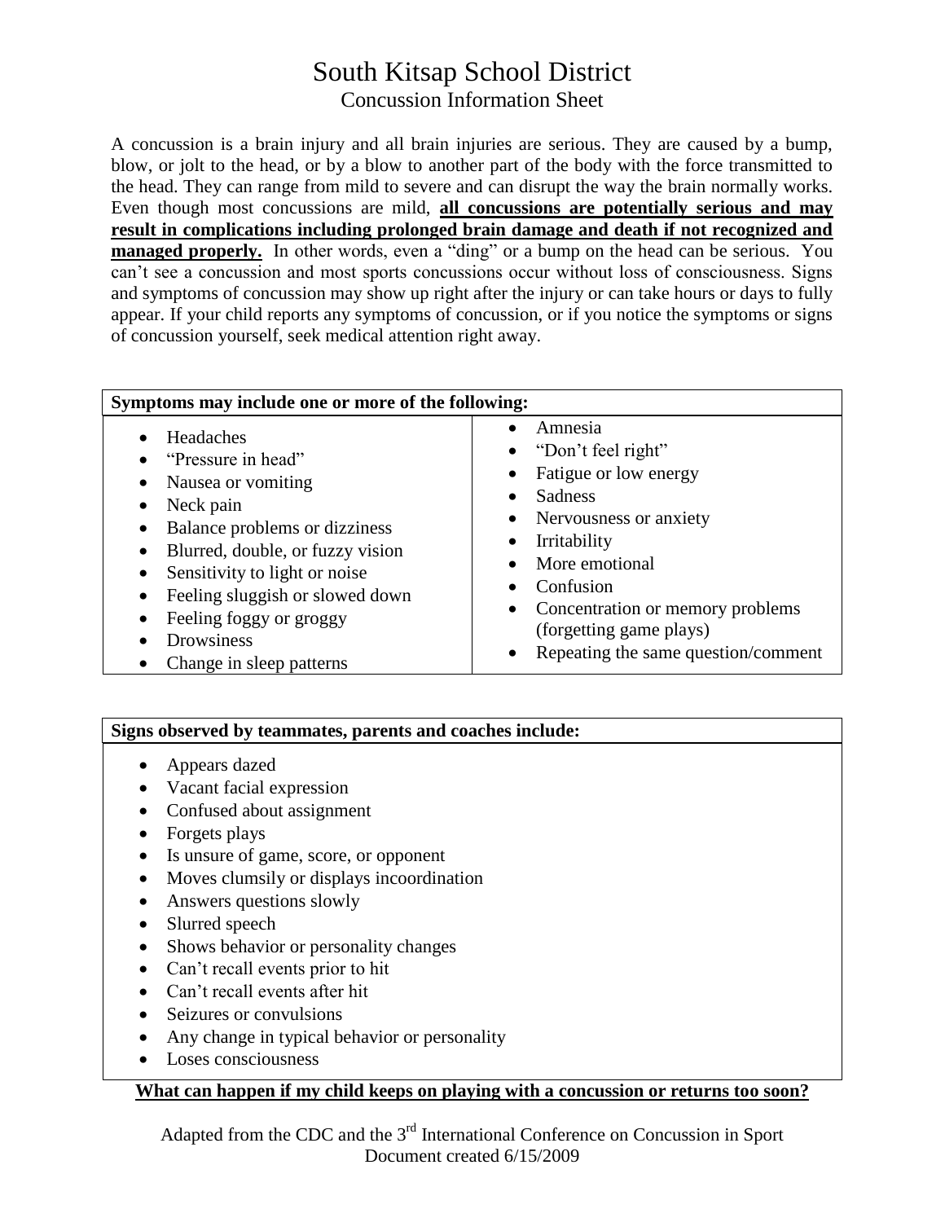# South Kitsap School District

## Concussion Information Sheet

A concussion is a brain injury and all brain injuries are serious. They are caused by a bump, blow, or jolt to the head, or by a blow to another part of the body with the force transmitted to the head. They can range from mild to severe and can disrupt the way the brain normally works. Even though most concussions are mild, **all concussions are potentially serious and may result in complications including prolonged brain damage and death if not recognized and managed properly.** In other words, even a "ding" or a bump on the head can be serious. You can't see a concussion and most sports concussions occur without loss of consciousness. Signs and symptoms of concussion may show up right after the injury or can take hours or days to fully appear. If your child reports any symptoms of concussion, or if you notice the symptoms or signs of concussion yourself, seek medical attention right away.

**Symptoms may include one or more of the following:**

- Headaches
- "Pressure in head"
- Nausea or vomiting
- Neck pain
- Balance problems or dizziness
- Blurred, double, or fuzzy vision
- Sensitivity to light or noise
- Feeling sluggish or slowed down
- Feeling foggy or groggy
- Drowsiness
- Change in sleep patterns
- Amnesia
- "Don't feel right"
- Fatigue or low energy
- Sadness
- Nervousness or anxiety
- Irritability
- More emotional
- Confusion
- Concentration or memory problems (forgetting game plays)
- Repeating the same question/comment

**Signs observed by teammates, parents and coaches include:**

- Appears dazed
- Vacant facial expression
- Confused about assignment
- Forgets plays
- Is unsure of game, score, or opponent
- Moves clumsily or displays incoordination
- Answers questions slowly
- Slurred speech
- Shows behavior or personality changes
- Can't recall events prior to hit
- Can't recall events after hit
- Seizures or convulsions
- Any change in typical behavior or personality
- Loses consciousness

**What can happen if my child keeps on playing with a concussion or returns too soon?**

Adapted from the CDC and the 3rd International Conference on Concussion in Sport
Document created 6/15/2009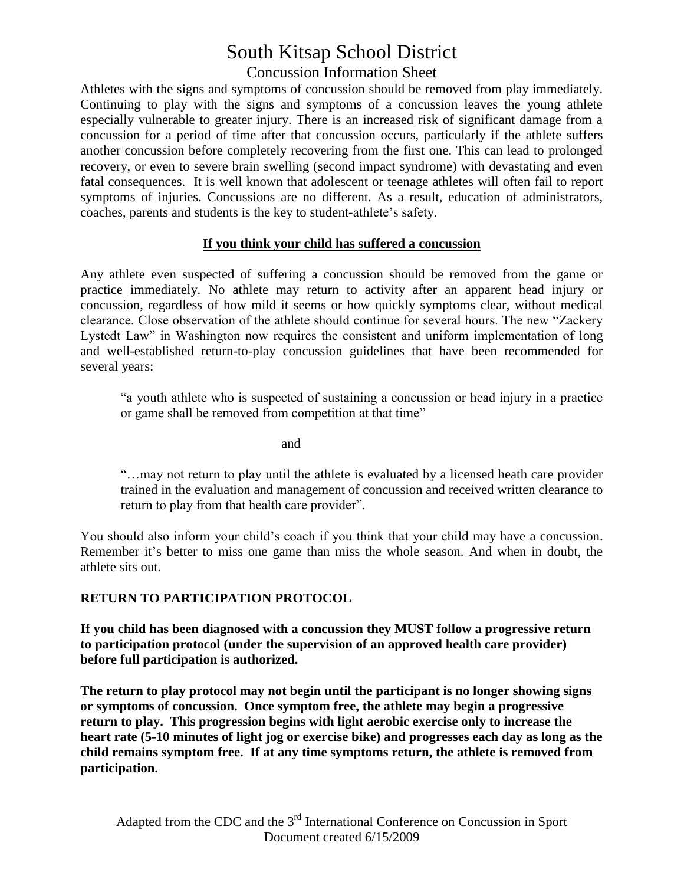// South Kitsap School District

## Concussion Information Sheet

Athletes with the signs and symptoms of concussion should be removed from play immediately. Continuing to play with the signs and symptoms of a concussion leaves the young athlete especially vulnerable to greater injury. There is an increased risk of significant damage from a concussion for a period of time after that concussion occurs, particularly if the athlete suffers another concussion before completely recovering from the first one. This can lead to prolonged recovery, or even to severe brain swelling (second impact syndrome) with devastating and even fatal consequences. It is well known that adolescent or teenage athletes will often fail to report symptoms of injuries. Concussions are no different. As a result, education of administrators, coaches, parents and students is the key to student-athlete's safety.

**If you think your child has suffered a concussion**

Any athlete even suspected of suffering a concussion should be removed from the game or practice immediately. No athlete may return to activity after an apparent head injury or concussion, regardless of how mild it seems or how quickly symptoms clear, without medical clearance. Close observation of the athlete should continue for several hours. The new "Zackery Lystedt Law" in Washington now requires the consistent and uniform implementation of long and well-established return-to-play concussion guidelines that have been recommended for several years:

> "a youth athlete who is suspected of sustaining a concussion or head injury in a practice or game shall be removed from competition at that time"
>
> and
>
> "…may not return to play until the athlete is evaluated by a licensed heath care provider trained in the evaluation and management of concussion and received written clearance to return to play from that health care provider".

You should also inform your child's coach if you think that your child may have a concussion. Remember it's better to miss one game than miss the whole season. And when in doubt, the athlete sits out.

**RETURN TO PARTICIPATION PROTOCOL**

**If you child has been diagnosed with a concussion they MUST follow a progressive return to participation protocol (under the supervision of an approved health care provider) before full participation is authorized.**

**The return to play protocol may not begin until the participant is no longer showing signs or symptoms of concussion. Once symptom free, the athlete may begin a progressive return to play. This progression begins with light aerobic exercise only to increase the heart rate (5-10 minutes of light jog or exercise bike) and progresses each day as long as the child remains symptom free. If at any time symptoms return, the athlete is removed from participation.**

Adapted from the CDC and the 3rd International Conference on Concussion in Sport
Document created 6/15/2009